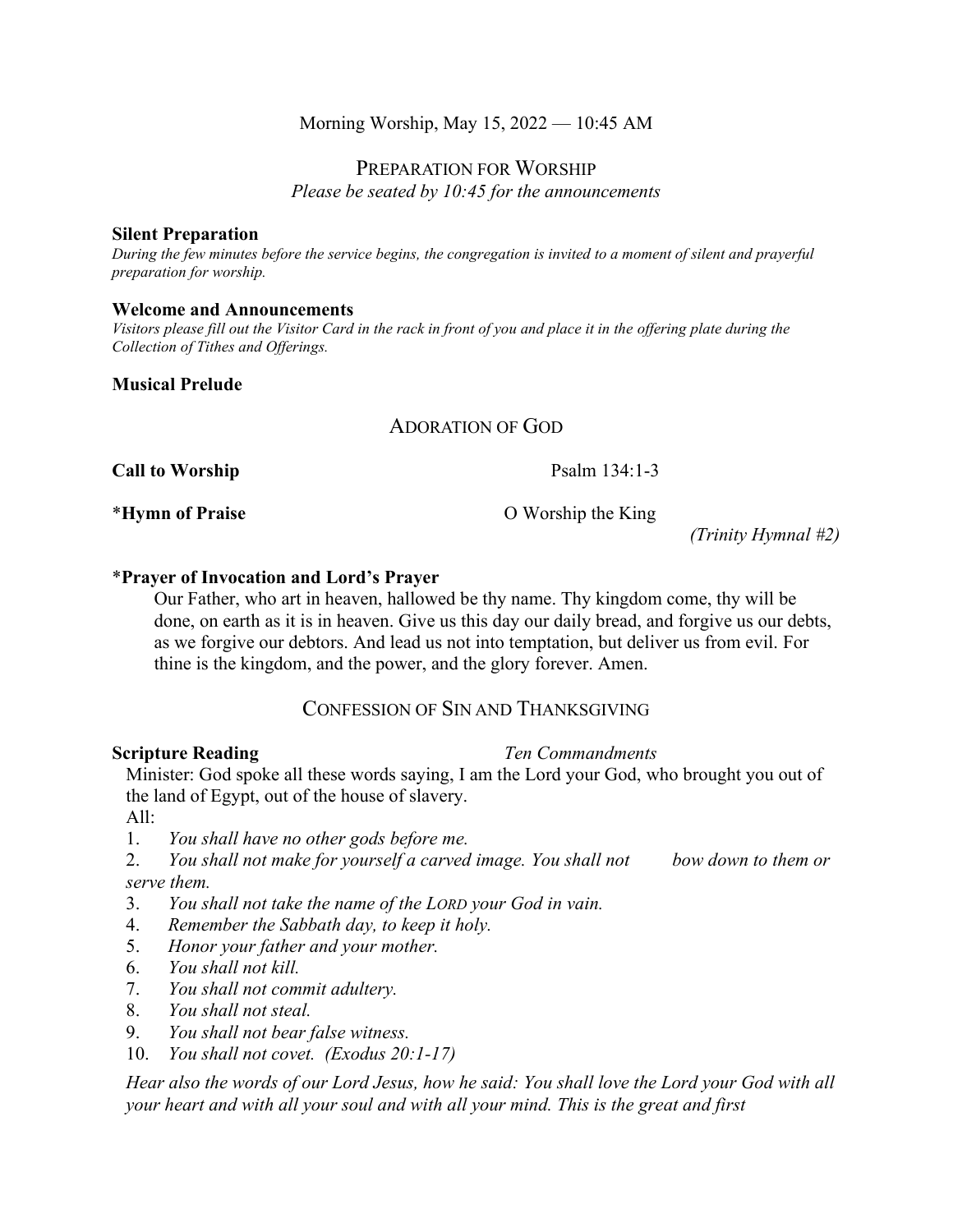Morning Worship, May 15, 2022 — 10:45 AM

## PREPARATION FOR WORSHIP

*Please be seated by 10:45 for the announcements*

**Silent Preparation**

*During the few minutes before the service begins, the congregation is invited to a moment of silent and prayerful preparation for worship.*

**Welcome and Announcements**

*Visitors please fill out the Visitor Card in the rack in front of you and place it in the offering plate during the Collection of Tithes and Offerings.*

**Musical Prelude**

## ADORATION OF GOD

**Call to Worship** Psalm 134:1-3

\***Hymn of Praise** O Worship the King *(Trinity Hymnal #2)*

\***Prayer of Invocation and Lord's Prayer**

Our Father, who art in heaven, hallowed be thy name. Thy kingdom come, thy will be done, on earth as it is in heaven. Give us this day our daily bread, and forgive us our debts, as we forgive our debtors. And lead us not into temptation, but deliver us from evil. For thine is the kingdom, and the power, and the glory forever. Amen.

## CONFESSION OF SIN AND THANKSGIVING

**Scripture Reading** *Ten Commandments*

Minister: God spoke all these words saying, I am the Lord your God, who brought you out of the land of Egypt, out of the house of slavery.

All:

1. *You shall have no other gods before me.*
2. *You shall not make for yourself a carved image. You shall not bow down to them or serve them.*
3. *You shall not take the name of the LORD your God in vain.*
4. *Remember the Sabbath day, to keep it holy.*
5. *Honor your father and your mother.*
6. *You shall not kill.*
7. *You shall not commit adultery.*
8. *You shall not steal.*
9. *You shall not bear false witness.*
10. *You shall not covet. (Exodus 20:1-17)*

*Hear also the words of our Lord Jesus, how he said: You shall love the Lord your God with all your heart and with all your soul and with all your mind. This is the great and first*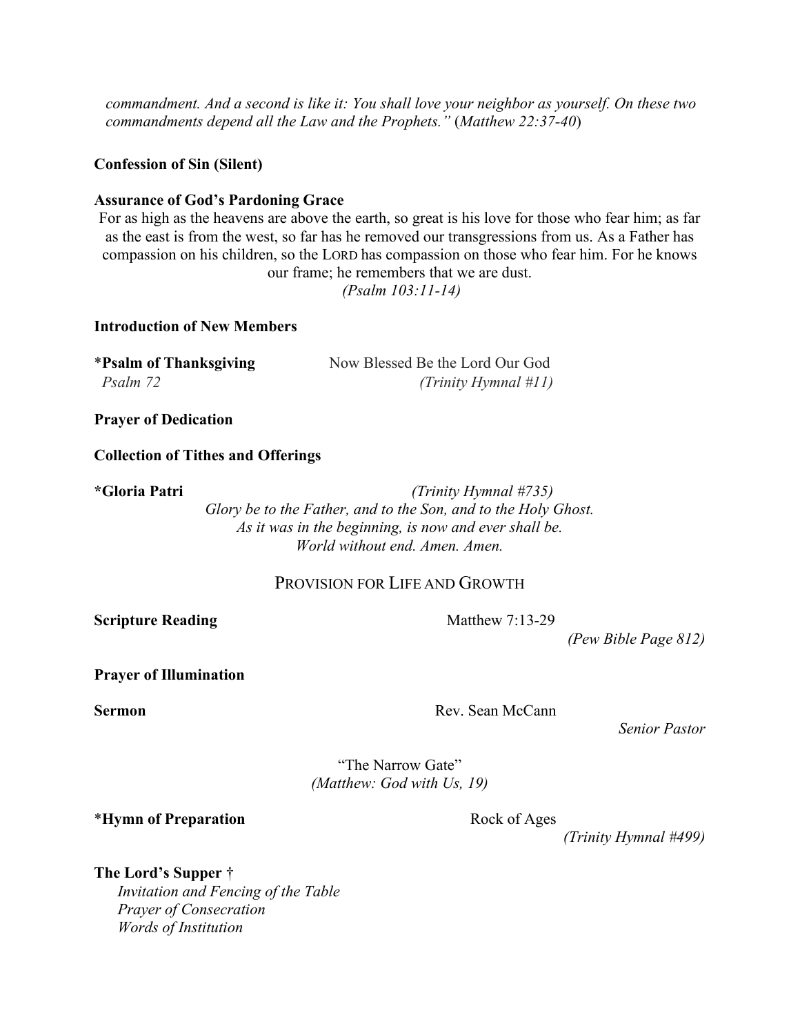*commandment. And a second is like it: You shall love your neighbor as yourself. On these two commandments depend all the Law and the Prophets."* (*Matthew 22:37-40*)

**Confession of Sin (Silent)**

**Assurance of God's Pardoning Grace**

For as high as the heavens are above the earth, so great is his love for those who fear him; as far as the east is from the west, so far has he removed our transgressions from us. As a Father has compassion on his children, so the LORD has compassion on those who fear him. For he knows our frame; he remembers that we are dust.

*(Psalm 103:11-14)*

**Introduction of New Members**

**\*Psalm of Thanksgiving** Now Blessed Be the Lord Our God
*Psalm 72* *(Trinity Hymnal #11)*

**Prayer of Dedication**

**Collection of Tithes and Offerings**

**\*Gloria Patri** *(Trinity Hymnal #735)*

*Glory be to the Father, and to the Son, and to the Holy Ghost.*
*As it was in the beginning, is now and ever shall be.*
*World without end. Amen. Amen.*

## PROVISION FOR LIFE AND GROWTH

**Scripture Reading** Matthew 7:13-29
*(Pew Bible Page 812)*

**Prayer of Illumination**

**Sermon** Rev. Sean McCann
*Senior Pastor*

"The Narrow Gate"
*(Matthew: God with Us, 19)*

**\*Hymn of Preparation** Rock of Ages
*(Trinity Hymnal #499)*

**The Lord's Supper †**
- *Invitation and Fencing of the Table*
- *Prayer of Consecration*
- *Words of Institution*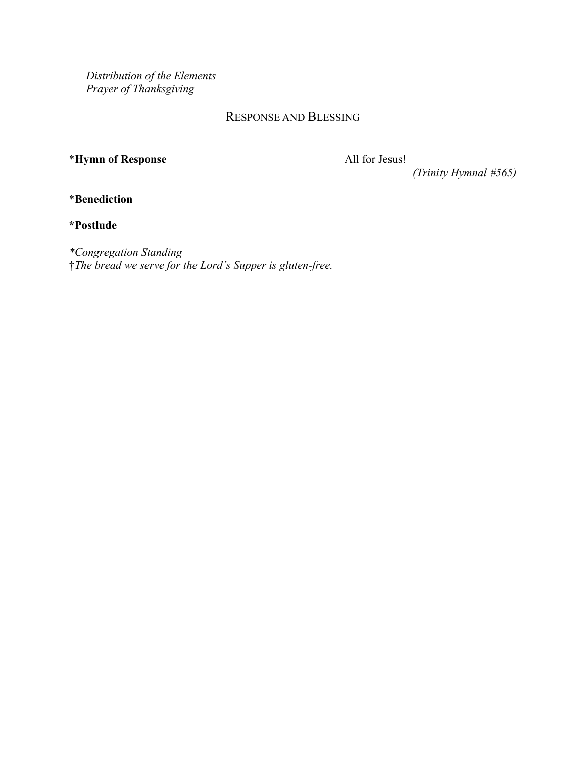*Distribution of the Elements*
*Prayer of Thanksgiving*

## RESPONSE AND BLESSING

**\*Hymn of Response** All for Jesus!
*(Trinity Hymnal #565)*

\***Benediction**

**\*Postlude**

*\*Congregation Standing*
†*The bread we serve for the Lord's Supper is gluten-free.*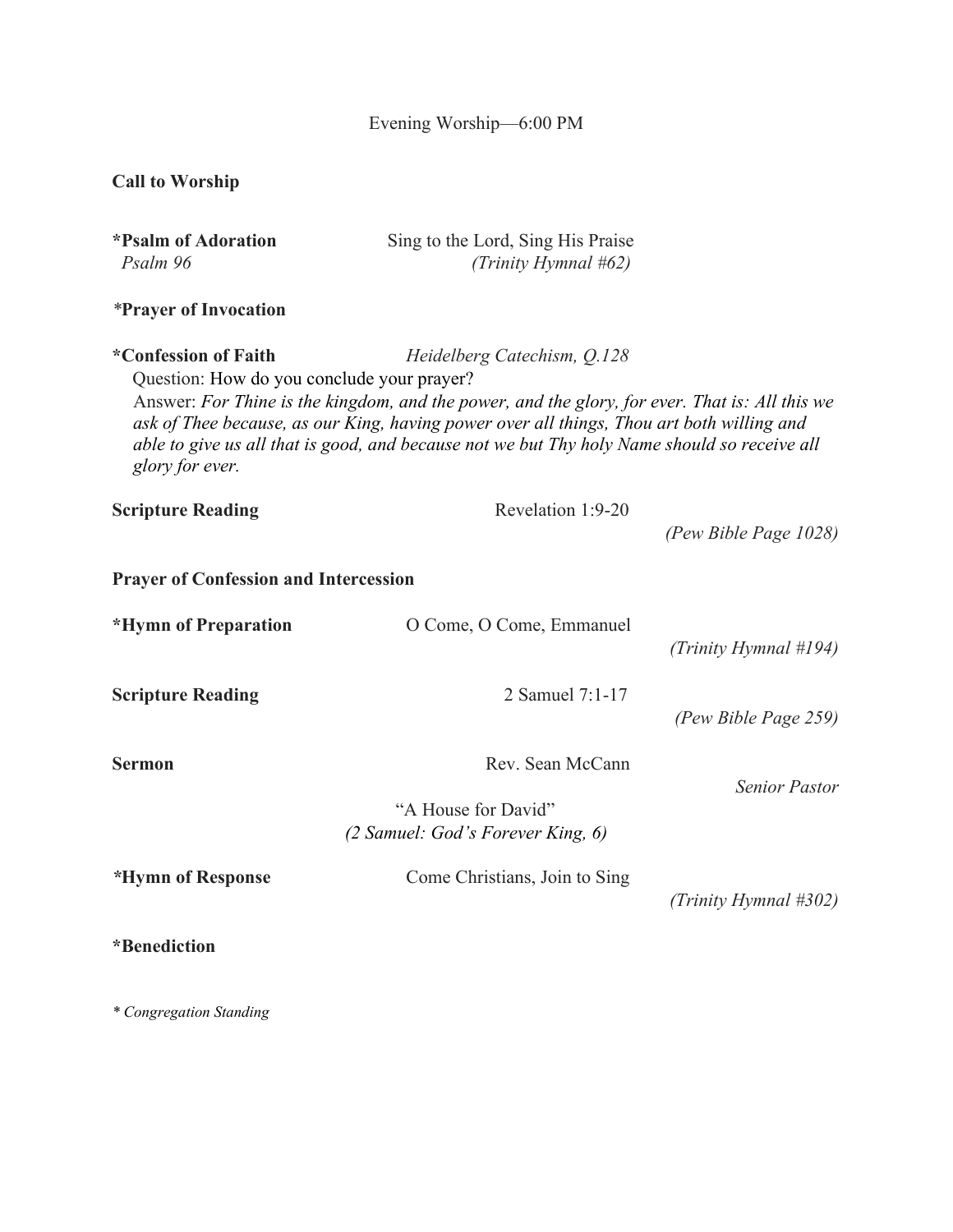Evening Worship—6:00 PM

**Call to Worship**

**\*Psalm of Adoration** Sing to the Lord, Sing His Praise
*Psalm 96* *(Trinity Hymnal #62)*

**\*Prayer of Invocation**

**\*Confession of Faith** *Heidelberg Catechism, Q.128*

Question: How do you conclude your prayer?

Answer: *For Thine is the kingdom, and the power, and the glory, for ever. That is: All this we ask of Thee because, as our King, having power over all things, Thou art both willing and able to give us all that is good, and because not we but Thy holy Name should so receive all glory for ever.*

**Scripture Reading** Revelation 1:9-20
*(Pew Bible Page 1028)*

**Prayer of Confession and Intercession**

**\*Hymn of Preparation** O Come, O Come, Emmanuel
*(Trinity Hymnal #194)*

**Scripture Reading** 2 Samuel 7:1-17
*(Pew Bible Page 259)*

**Sermon** Rev. Sean McCann
*Senior Pastor*

"A House for David"
*(2 Samuel: God's Forever King, 6)*

**\*Hymn of Response** Come Christians, Join to Sing
*(Trinity Hymnal #302)*

**\*Benediction**

*\* Congregation Standing*